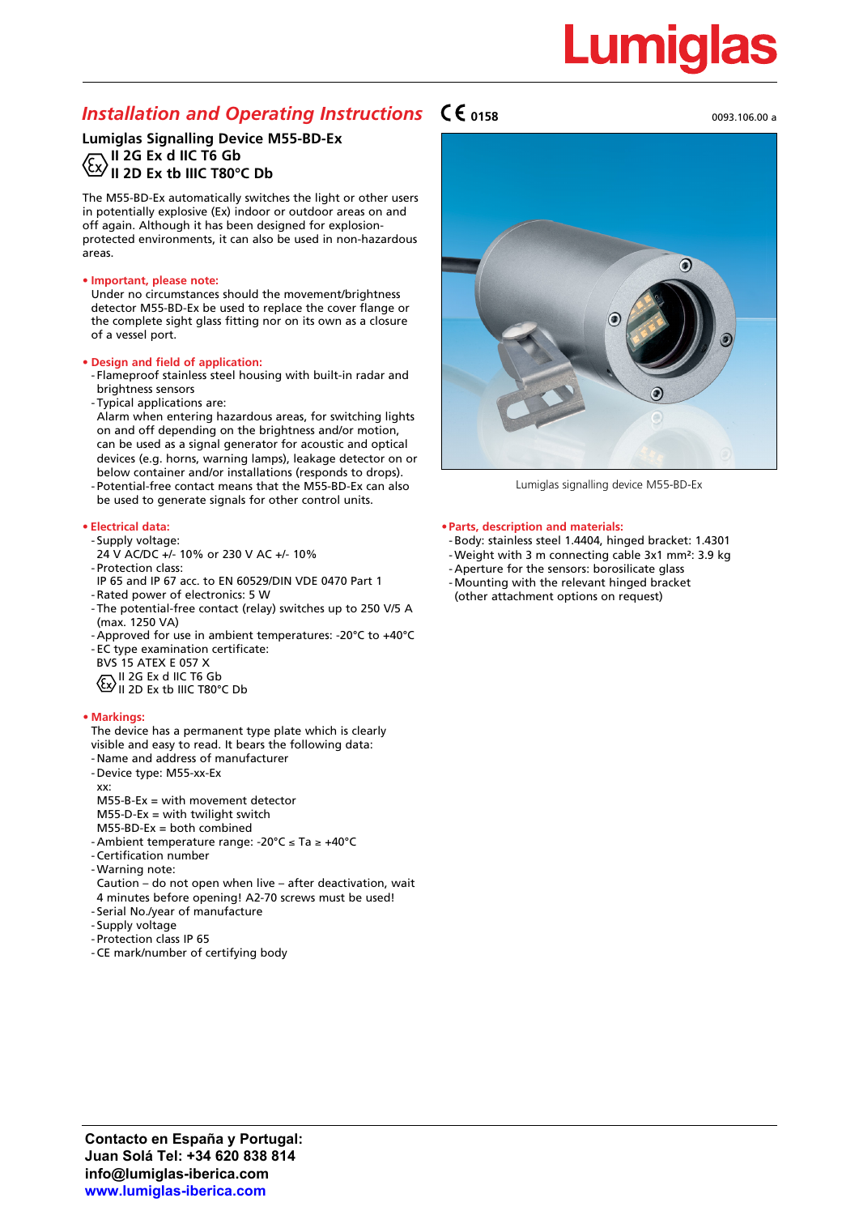Lumiglas

## *Installation and Operating Instructions*

CE 0158

0093.106.00 a

### Lumiglas Signalling Device M55-BD-Ex

**Ex II 2G Ex d IIC T6 Gb**
**II 2D Ex tb IIIC T80°C Db**

The M55-BD-Ex automatically switches the light or other users in potentially explosive (Ex) indoor or outdoor areas on and off again. Although it has been designed for explosion-protected environments, it can also be used in non-hazardous areas.

**• Important, please note:**

Under no circumstances should the movement/brightness detector M55-BD-Ex be used to replace the cover flange or the complete sight glass fitting nor on its own as a closure of a vessel port.

**• Design and field of application:**

- Flameproof stainless steel housing with built-in radar and brightness sensors
- Typical applications are:
  Alarm when entering hazardous areas, for switching lights on and off depending on the brightness and/or motion, can be used as a signal generator for acoustic and optical devices (e.g. horns, warning lamps), leakage detector on or below container and/or installations (responds to drops).
- Potential-free contact means that the M55-BD-Ex can also be used to generate signals for other control units.

**• Electrical data:**

- Supply voltage:
  24 V AC/DC +/- 10% or 230 V AC +/- 10%
- Protection class:
  IP 65 and IP 67 acc. to EN 60529/DIN VDE 0470 Part 1
- Rated power of electronics: 5 W
- The potential-free contact (relay) switches up to 250 V/5 A (max. 1250 VA)
- Approved for use in ambient temperatures: -20°C to +40°C
- EC type examination certificate:
  BVS 15 ATEX E 057 X
  Ex II 2G Ex d IIC T6 Gb
  II 2D Ex tb IIIC T80°C Db

**• Markings:**

The device has a permanent type plate which is clearly visible and easy to read. It bears the following data:

- Name and address of manufacturer
- Device type: M55-xx-Ex
  xx:
  M55-B-Ex = with movement detector
  M55-D-Ex = with twilight switch
  M55-BD-Ex = both combined
- Ambient temperature range: -20°C ≤ Ta ≥ +40°C
- Certification number
- Warning note:
  Caution – do not open when live – after deactivation, wait 4 minutes before opening! A2-70 screws must be used!
- Serial No./year of manufacture
- Supply voltage
- Protection class IP 65
- CE mark/number of certifying body

Lumiglas signalling device M55-BD-Ex

**• Parts, description and materials:**

- Body: stainless steel 1.4404, hinged bracket: 1.4301
- Weight with 3 m connecting cable 3x1 mm²: 3.9 kg
- Aperture for the sensors: borosilicate glass
- Mounting with the relevant hinged bracket (other attachment options on request)

**Contacto en España y Portugal:**
**Juan Solá Tel: +34 620 838 814**
**info@lumiglas-iberica.com**
**www.lumiglas-iberica.com**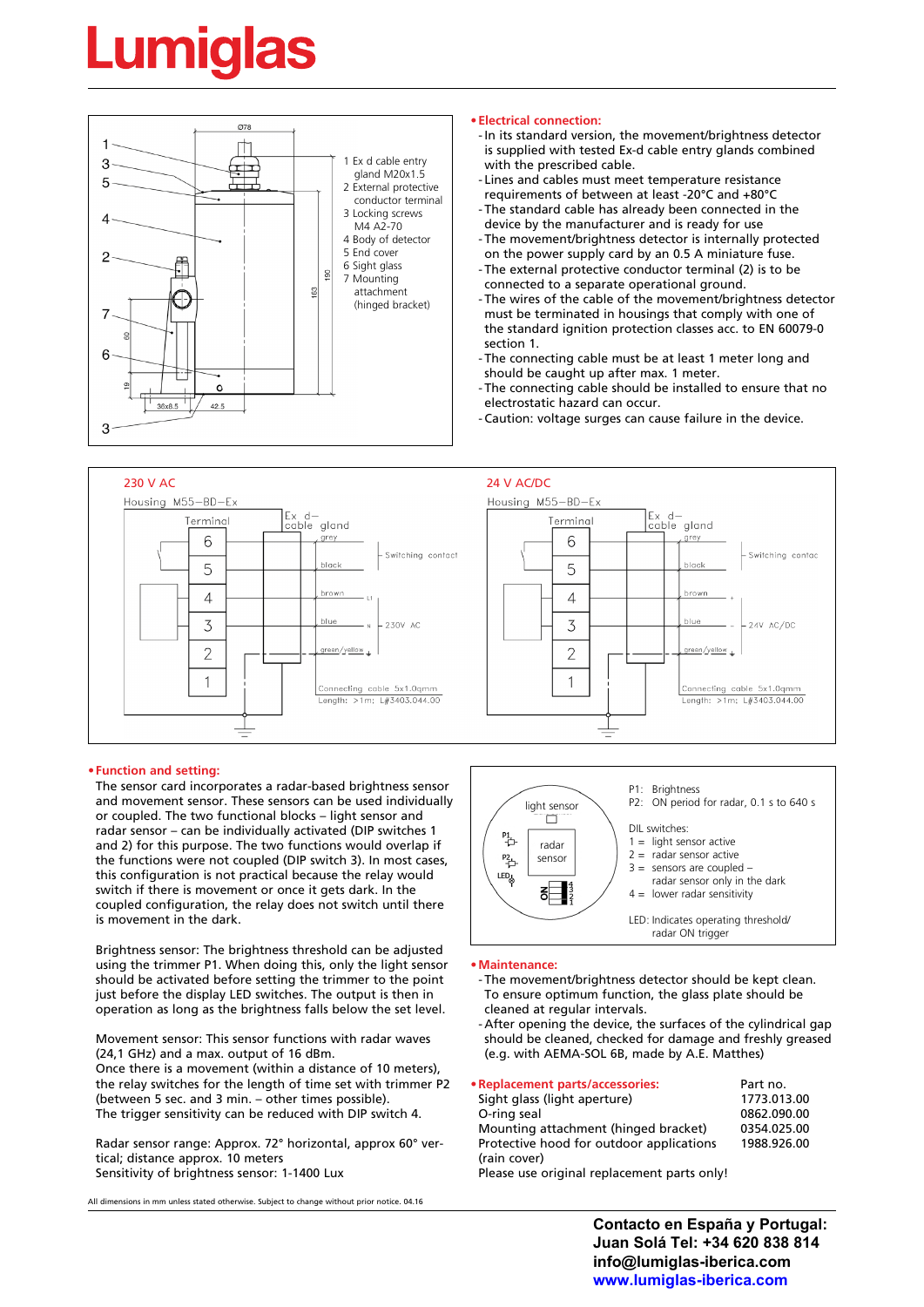# Lumiglas

1 Ex d cable entry gland M20x1.5
2 External protective conductor terminal
3 Locking screws M4 A2-70
4 Body of detector
5 End cover
6 Sight glass
7 Mounting attachment (hinged bracket)

**• Electrical connection:**

- In its standard version, the movement/brightness detector is supplied with tested Ex-d cable entry glands combined with the prescribed cable.
- Lines and cables must meet temperature resistance requirements of between at least -20°C and +80°C
- The standard cable has already been connected in the device by the manufacturer and is ready for use
- The movement/brightness detector is internally protected on the power supply card by an 0.5 A miniature fuse.
- The external protective conductor terminal (2) is to be connected to a separate operational ground.
- The wires of the cable of the movement/brightness detector must be terminated in housings that comply with one of the standard ignition protection classes acc. to EN 60079-0 section 1.
- The connecting cable must be at least 1 meter long and should be caught up after max. 1 meter.
- The connecting cable should be installed to ensure that no electrostatic hazard can occur.
- Caution: voltage surges can cause failure in the device.

230 V AC

Housing M55–BD–Ex
Terminal 6 5 4 3 2 1
Ex d– cable gland
grey, black – Switching contact
brown L1, blue N – 230V AC
green/yellow
Connecting cable 5x1.0qmm
Length: >1m; L#3403.044.00

24 V AC/DC

Housing M55–BD–Ex
Terminal 6 5 4 3 2 1
Ex d– cable gland
grey, black – Switching contac
brown +, blue – – 24V AC/DC
green/yellow
Connecting cable 5x1.0qmm
Length: >1m; L#3403.044.00

**• Function and setting:**

The sensor card incorporates a radar-based brightness sensor and movement sensor. These sensors can be used individually or coupled. The two functional blocks – light sensor and radar sensor – can be individually activated (DIP switches 1 and 2) for this purpose. The two functions would overlap if the functions were not coupled (DIP switch 3). In most cases, this configuration is not practical because the relay would switch if there is movement or once it gets dark. In the coupled configuration, the relay does not switch until there is movement in the dark.

Brightness sensor: The brightness threshold can be adjusted using the trimmer P1. When doing this, only the light sensor should be activated before setting the trimmer to the point just before the display LED switches. The output is then in operation as long as the brightness falls below the set level.

Movement sensor: This sensor functions with radar waves (24,1 GHz) and a max. output of 16 dBm.
Once there is a movement (within a distance of 10 meters), the relay switches for the length of time set with trimmer P2 (between 5 sec. and 3 min. – other times possible).
The trigger sensitivity can be reduced with DIP switch 4.

Radar sensor range: Approx. 72° horizontal, approx 60° vertical; distance approx. 10 meters
Sensitivity of brightness sensor: 1-1400 Lux

light sensor, radar sensor, P1, P2, LED, ON 1 2 3 4

P1: Brightness
P2: ON period for radar, 0.1 s to 640 s

DIL switches:
1 = light sensor active
2 = radar sensor active
3 = sensors are coupled – radar sensor only in the dark
4 = lower radar sensitivity

LED: Indicates operating threshold/ radar ON trigger

**• Maintenance:**

- The movement/brightness detector should be kept clean. To ensure optimum function, the glass plate should be cleaned at regular intervals.
- After opening the device, the surfaces of the cylindrical gap should be cleaned, checked for damage and freshly greased (e.g. with AEMA-SOL 6B, made by A.E. Matthes)

| **• Replacement parts/accessories:** | Part no. |
|---|---|
| Sight glass (light aperture) | 1773.013.00 |
| O-ring seal | 0862.090.00 |
| Mounting attachment (hinged bracket) | 0354.025.00 |
| Protective hood for outdoor applications (rain cover) | 1988.926.00 |

Please use original replacement parts only!

All dimensions in mm unless stated otherwise. Subject to change without prior notice. 04.16

**Contacto en España y Portugal:**
**Juan Solá Tel: +34 620 838 814**
**info@lumiglas-iberica.com**
**www.lumiglas-iberica.com**